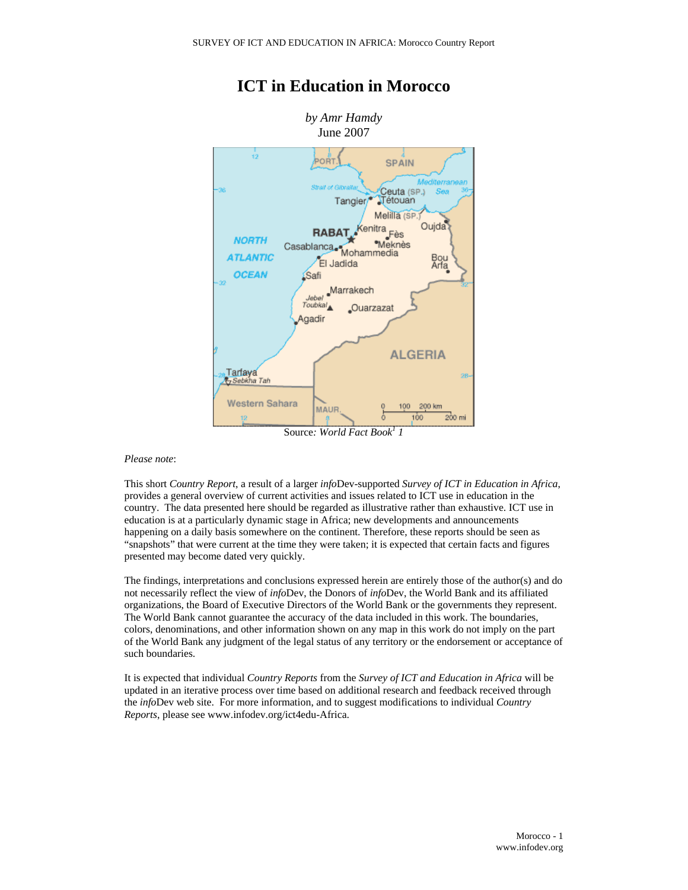# ICT in Education in Morocco

*by Amr Hamdy*
June 2007

Source*: World Fact Book*[1] *1*

*Please note*:

This short *Country Report*, a result of a larger *info*Dev-supported *Survey of ICT in Education in Africa*, provides a general overview of current activities and issues related to ICT use in education in the country. The data presented here should be regarded as illustrative rather than exhaustive. ICT use in education is at a particularly dynamic stage in Africa; new developments and announcements happening on a daily basis somewhere on the continent. Therefore, these reports should be seen as "snapshots" that were current at the time they were taken; it is expected that certain facts and figures presented may become dated very quickly.

The findings, interpretations and conclusions expressed herein are entirely those of the author(s) and do not necessarily reflect the view of *info*Dev, the Donors of *info*Dev, the World Bank and its affiliated organizations, the Board of Executive Directors of the World Bank or the governments they represent. The World Bank cannot guarantee the accuracy of the data included in this work. The boundaries, colors, denominations, and other information shown on any map in this work do not imply on the part of the World Bank any judgment of the legal status of any territory or the endorsement or acceptance of such boundaries.

It is expected that individual *Country Reports* from the *Survey of ICT and Education in Africa* will be updated in an iterative process over time based on additional research and feedback received through the *info*Dev web site. For more information, and to suggest modifications to individual *Country Reports*, please see www.infodev.org/ict4edu-Africa.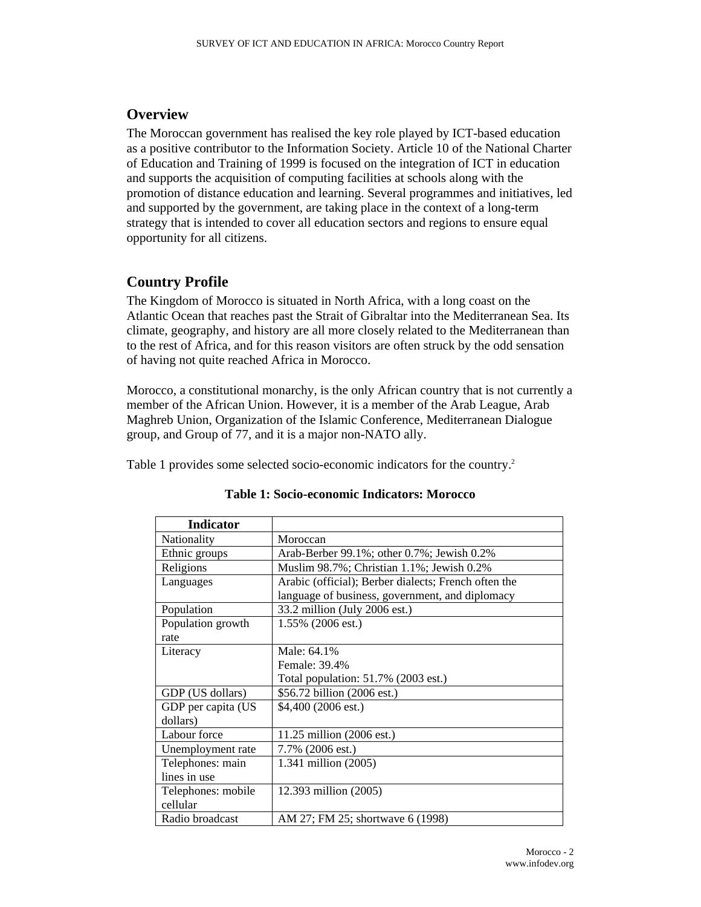## Overview

The Moroccan government has realised the key role played by ICT-based education as a positive contributor to the Information Society. Article 10 of the National Charter of Education and Training of 1999 is focused on the integration of ICT in education and supports the acquisition of computing facilities at schools along with the promotion of distance education and learning. Several programmes and initiatives, led and supported by the government, are taking place in the context of a long-term strategy that is intended to cover all education sectors and regions to ensure equal opportunity for all citizens.

## Country Profile

The Kingdom of Morocco is situated in North Africa, with a long coast on the Atlantic Ocean that reaches past the Strait of Gibraltar into the Mediterranean Sea. Its climate, geography, and history are all more closely related to the Mediterranean than to the rest of Africa, and for this reason visitors are often struck by the odd sensation of having not quite reached Africa in Morocco.

Morocco, a constitutional monarchy, is the only African country that is not currently a member of the African Union. However, it is a member of the Arab League, Arab Maghreb Union, Organization of the Islamic Conference, Mediterranean Dialogue group, and Group of 77, and it is a major non-NATO ally.

Table 1 provides some selected socio-economic indicators for the country.[2]

**Table 1: Socio-economic Indicators: Morocco**

| Indicator | |
|---|---|
| Nationality | Moroccan |
| Ethnic groups | Arab-Berber 99.1%; other 0.7%; Jewish 0.2% |
| Religions | Muslim 98.7%; Christian 1.1%; Jewish 0.2% |
| Languages | Arabic (official); Berber dialects; French often the language of business, government, and diplomacy |
| Population | 33.2 million (July 2006 est.) |
| Population growth rate | 1.55% (2006 est.) |
| Literacy | Male: 64.1%<br>Female: 39.4%<br>Total population: 51.7% (2003 est.) |
| GDP (US dollars) | $56.72 billion (2006 est.) |
| GDP per capita (US dollars) | $4,400 (2006 est.) |
| Labour force | 11.25 million (2006 est.) |
| Unemployment rate | 7.7% (2006 est.) |
| Telephones: main lines in use | 1.341 million (2005) |
| Telephones: mobile cellular | 12.393 million (2005) |
| Radio broadcast | AM 27; FM 25; shortwave 6 (1998) |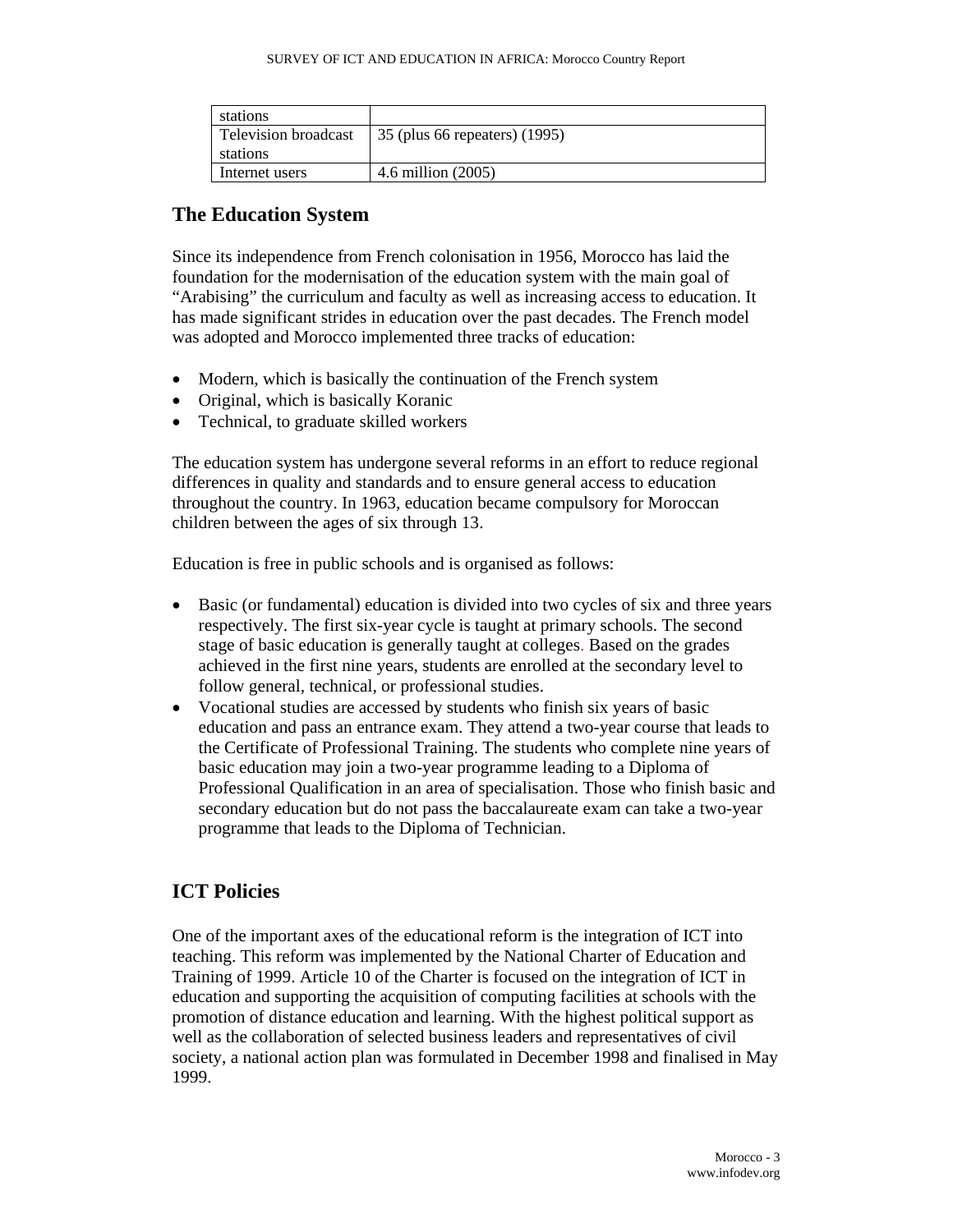| stations | |
|---|---|
| Television broadcast stations | 35 (plus 66 repeaters) (1995) |
| Internet users | 4.6 million (2005) |

## The Education System

Since its independence from French colonisation in 1956, Morocco has laid the foundation for the modernisation of the education system with the main goal of "Arabising" the curriculum and faculty as well as increasing access to education. It has made significant strides in education over the past decades. The French model was adopted and Morocco implemented three tracks of education:

- Modern, which is basically the continuation of the French system
- Original, which is basically Koranic
- Technical, to graduate skilled workers

The education system has undergone several reforms in an effort to reduce regional differences in quality and standards and to ensure general access to education throughout the country. In 1963, education became compulsory for Moroccan children between the ages of six through 13.

Education is free in public schools and is organised as follows:

- Basic (or fundamental) education is divided into two cycles of six and three years respectively. The first six-year cycle is taught at primary schools. The second stage of basic education is generally taught at colleges. Based on the grades achieved in the first nine years, students are enrolled at the secondary level to follow general, technical, or professional studies.
- Vocational studies are accessed by students who finish six years of basic education and pass an entrance exam. They attend a two-year course that leads to the Certificate of Professional Training. The students who complete nine years of basic education may join a two-year programme leading to a Diploma of Professional Qualification in an area of specialisation. Those who finish basic and secondary education but do not pass the baccalaureate exam can take a two-year programme that leads to the Diploma of Technician.

## ICT Policies

One of the important axes of the educational reform is the integration of ICT into teaching. This reform was implemented by the National Charter of Education and Training of 1999. Article 10 of the Charter is focused on the integration of ICT in education and supporting the acquisition of computing facilities at schools with the promotion of distance education and learning. With the highest political support as well as the collaboration of selected business leaders and representatives of civil society, a national action plan was formulated in December 1998 and finalised in May 1999.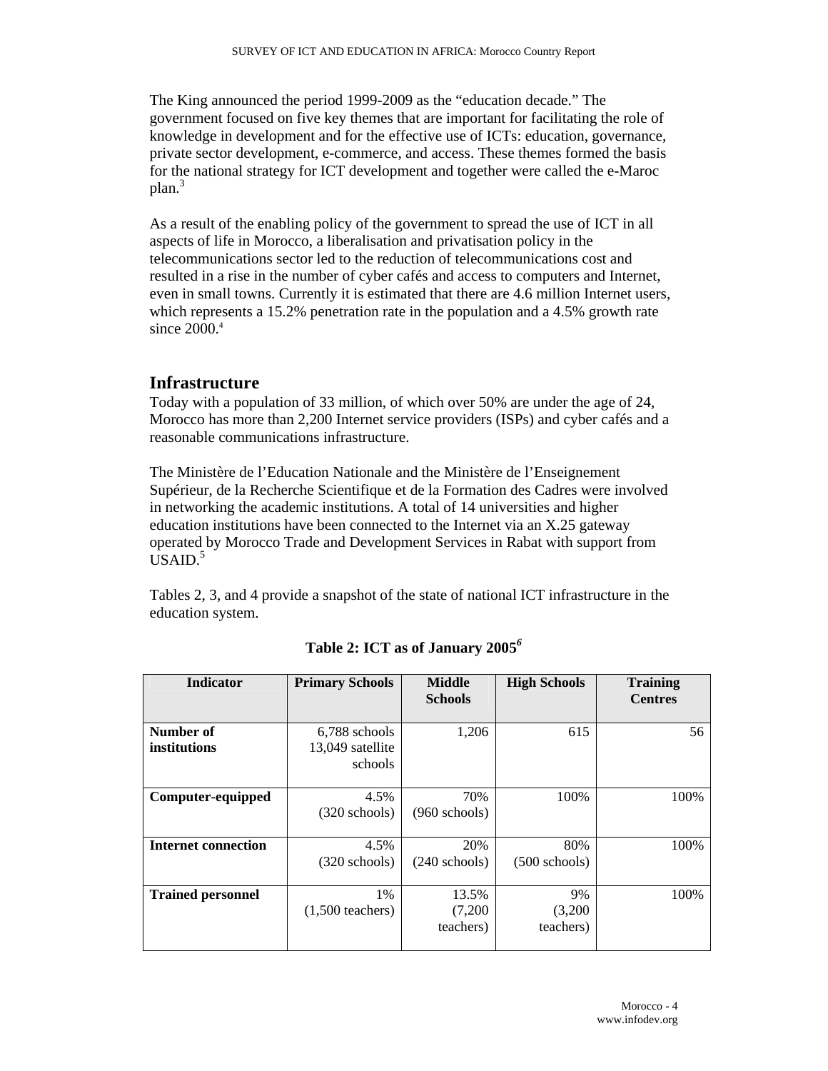The King announced the period 1999-2009 as the "education decade." The government focused on five key themes that are important for facilitating the role of knowledge in development and for the effective use of ICTs: education, governance, private sector development, e-commerce, and access. These themes formed the basis for the national strategy for ICT development and together were called the e-Maroc plan.[3]

As a result of the enabling policy of the government to spread the use of ICT in all aspects of life in Morocco, a liberalisation and privatisation policy in the telecommunications sector led to the reduction of telecommunications cost and resulted in a rise in the number of cyber cafés and access to computers and Internet, even in small towns. Currently it is estimated that there are 4.6 million Internet users, which represents a 15.2% penetration rate in the population and a 4.5% growth rate since 2000.[4]

## Infrastructure

Today with a population of 33 million, of which over 50% are under the age of 24, Morocco has more than 2,200 Internet service providers (ISPs) and cyber cafés and a reasonable communications infrastructure.

The Ministère de l'Education Nationale and the Ministère de l'Enseignement Supérieur, de la Recherche Scientifique et de la Formation des Cadres were involved in networking the academic institutions. A total of 14 universities and higher education institutions have been connected to the Internet via an X.25 gateway operated by Morocco Trade and Development Services in Rabat with support from USAID.[5]

Tables 2, 3, and 4 provide a snapshot of the state of national ICT infrastructure in the education system.

**Table 2: ICT as of January 2005[6]**

| Indicator | Primary Schools | Middle Schools | High Schools | Training Centres |
|---|---|---|---|---|
| **Number of institutions** | 6,788 schools 13,049 satellite schools | 1,206 | 615 | 56 |
| **Computer-equipped** | 4.5% (320 schools) | 70% (960 schools) | 100% | 100% |
| **Internet connection** | 4.5% (320 schools) | 20% (240 schools) | 80% (500 schools) | 100% |
| **Trained personnel** | 1% (1,500 teachers) | 13.5% (7,200 teachers) | 9% (3,200 teachers) | 100% |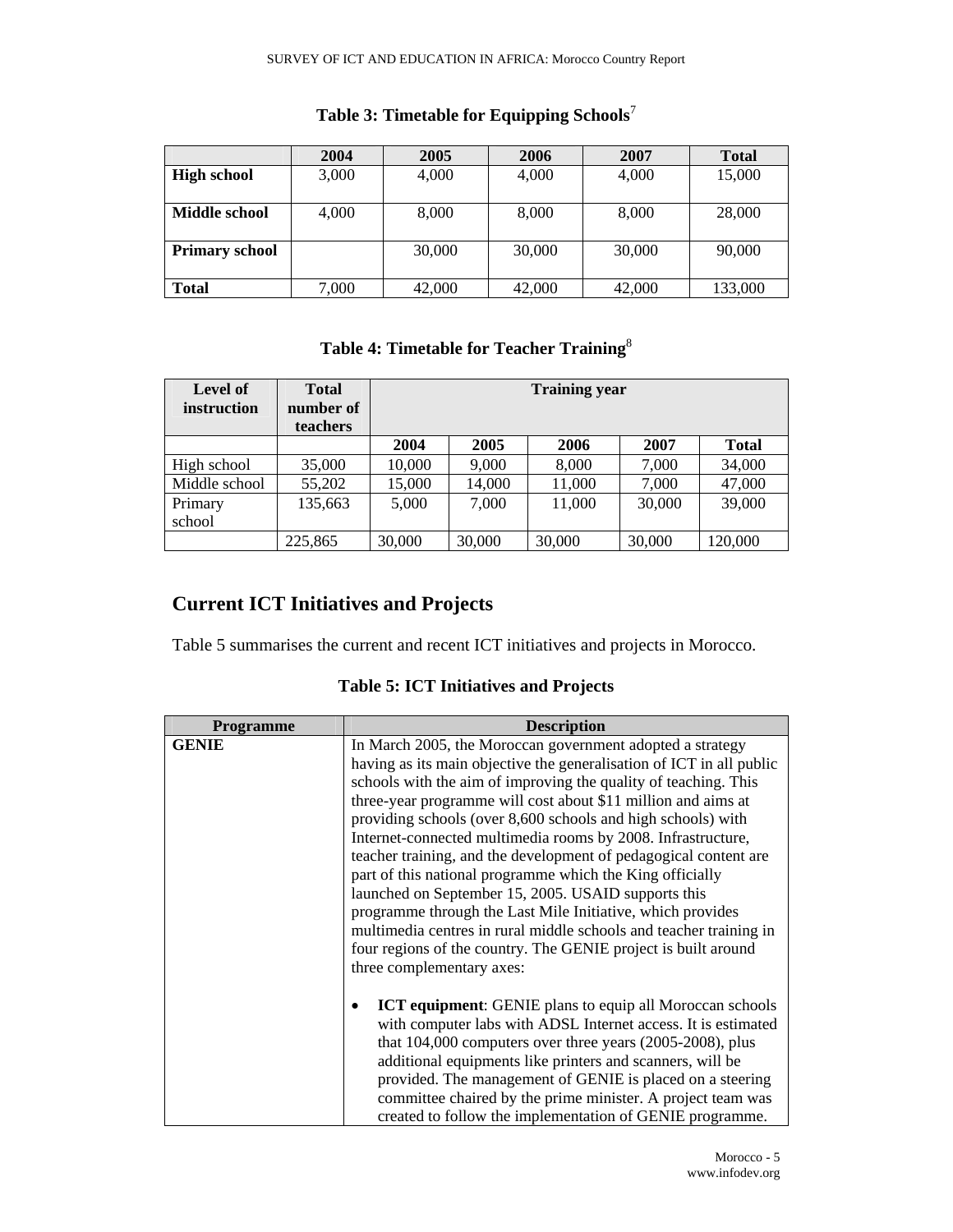**Table 3: Timetable for Equipping Schools**[7]

| | 2004 | 2005 | 2006 | 2007 | Total |
|---|---|---|---|---|---|
| **High school** | 3,000 | 4,000 | 4,000 | 4,000 | 15,000 |
| **Middle school** | 4,000 | 8,000 | 8,000 | 8,000 | 28,000 |
| **Primary school** | | 30,000 | 30,000 | 30,000 | 90,000 |
| **Total** | 7,000 | 42,000 | 42,000 | 42,000 | 133,000 |

**Table 4: Timetable for Teacher Training**[8]

| Level of instruction | Total number of teachers | Training year | | | | |
|---|---|---|---|---|---|---|
| | | 2004 | 2005 | 2006 | 2007 | Total |
| High school | 35,000 | 10,000 | 9,000 | 8,000 | 7,000 | 34,000 |
| Middle school | 55,202 | 15,000 | 14,000 | 11,000 | 7,000 | 47,000 |
| Primary school | 135,663 | 5,000 | 7,000 | 11,000 | 30,000 | 39,000 |
| | 225,865 | 30,000 | 30,000 | 30,000 | 30,000 | 120,000 |

## Current ICT Initiatives and Projects

Table 5 summarises the current and recent ICT initiatives and projects in Morocco.

**Table 5: ICT Initiatives and Projects**

| Programme | Description |
|---|---|
| **GENIE** | In March 2005, the Moroccan government adopted a strategy having as its main objective the generalisation of ICT in all public schools with the aim of improving the quality of teaching. This three-year programme will cost about $11 million and aims at providing schools (over 8,600 schools and high schools) with Internet-connected multimedia rooms by 2008. Infrastructure, teacher training, and the development of pedagogical content are part of this national programme which the King officially launched on September 15, 2005. USAID supports this programme through the Last Mile Initiative, which provides multimedia centres in rural middle schools and teacher training in four regions of the country. The GENIE project is built around three complementary axes:<br><br>• **ICT equipment**: GENIE plans to equip all Moroccan schools with computer labs with ADSL Internet access. It is estimated that 104,000 computers over three years (2005-2008), plus additional equipments like printers and scanners, will be provided. The management of GENIE is placed on a steering committee chaired by the prime minister. A project team was created to follow the implementation of GENIE programme. |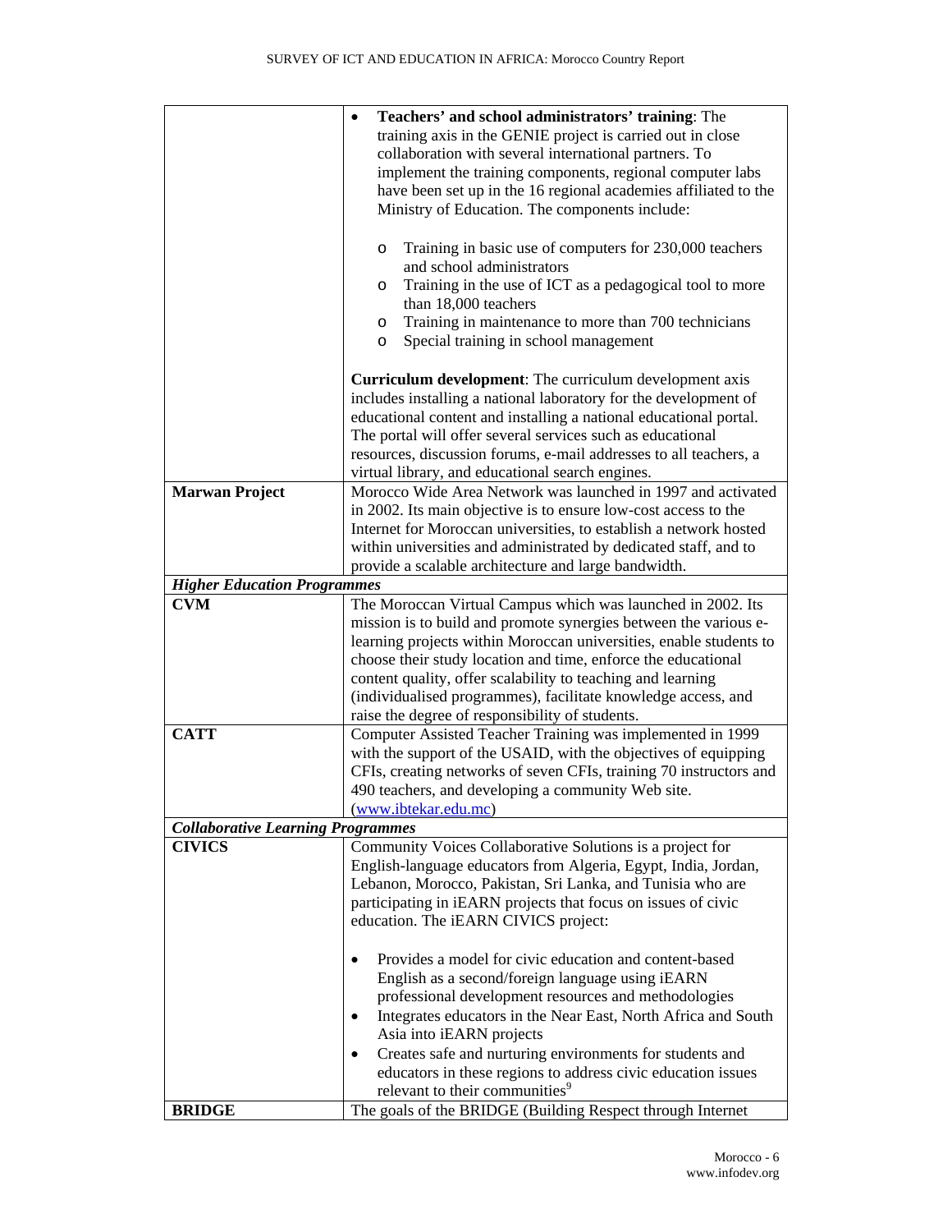| | |
|---|---|
| | • **Teachers' and school administrators' training**: The training axis in the GENIE project is carried out in close collaboration with several international partners. To implement the training components, regional computer labs have been set up in the 16 regional academies affiliated to the Ministry of Education. The components include:<br><br>o Training in basic use of computers for 230,000 teachers and school administrators<br>o Training in the use of ICT as a pedagogical tool to more than 18,000 teachers<br>o Training in maintenance to more than 700 technicians<br>o Special training in school management<br><br>**Curriculum development**: The curriculum development axis includes installing a national laboratory for the development of educational content and installing a national educational portal. The portal will offer several services such as educational resources, discussion forums, e-mail addresses to all teachers, a virtual library, and educational search engines. |
| **Marwan Project** | Morocco Wide Area Network was launched in 1997 and activated in 2002. Its main objective is to ensure low-cost access to the Internet for Moroccan universities, to establish a network hosted within universities and administrated by dedicated staff, and to provide a scalable architecture and large bandwidth. |
| ***Higher Education Programmes*** | |
| **CVM** | The Moroccan Virtual Campus which was launched in 2002. Its mission is to build and promote synergies between the various e-learning projects within Moroccan universities, enable students to choose their study location and time, enforce the educational content quality, offer scalability to teaching and learning (individualised programmes), facilitate knowledge access, and raise the degree of responsibility of students. |
| **CATT** | Computer Assisted Teacher Training was implemented in 1999 with the support of the USAID, with the objectives of equipping CFIs, creating networks of seven CFIs, training 70 instructors and 490 teachers, and developing a community Web site. (www.ibtekar.edu.mc) |
| ***Collaborative Learning Programmes*** | |
| **CIVICS** | Community Voices Collaborative Solutions is a project for English-language educators from Algeria, Egypt, India, Jordan, Lebanon, Morocco, Pakistan, Sri Lanka, and Tunisia who are participating in iEARN projects that focus on issues of civic education. The iEARN CIVICS project:<br><br>• Provides a model for civic education and content-based English as a second/foreign language using iEARN professional development resources and methodologies<br>• Integrates educators in the Near East, North Africa and South Asia into iEARN projects<br>• Creates safe and nurturing environments for students and educators in these regions to address civic education issues relevant to their communities[9] |
| **BRIDGE** | The goals of the BRIDGE (Building Respect through Internet |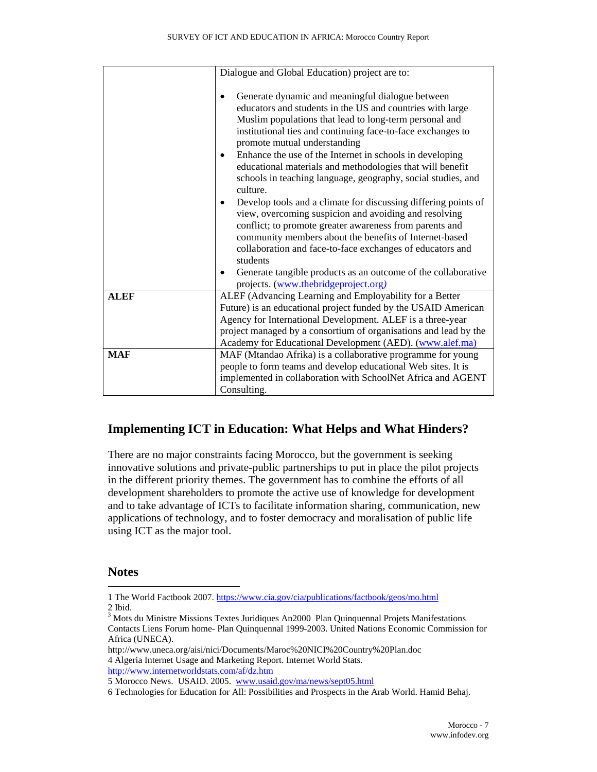| | |
|---|---|
| | Dialogue and Global Education) project are to:<br><br>• Generate dynamic and meaningful dialogue between educators and students in the US and countries with large Muslim populations that lead to long-term personal and institutional ties and continuing face-to-face exchanges to promote mutual understanding<br>• Enhance the use of the Internet in schools in developing educational materials and methodologies that will benefit schools in teaching language, geography, social studies, and culture.<br>• Develop tools and a climate for discussing differing points of view, overcoming suspicion and avoiding and resolving conflict; to promote greater awareness from parents and community members about the benefits of Internet-based collaboration and face-to-face exchanges of educators and students<br>• Generate tangible products as an outcome of the collaborative projects. (www.thebridgeproject.org) |
| **ALEF** | ALEF (Advancing Learning and Employability for a Better Future) is an educational project funded by the USAID American Agency for International Development. ALEF is a three-year project managed by a consortium of organisations and lead by the Academy for Educational Development (AED). (www.alef.ma) |
| **MAF** | MAF (Mtandao Afrika) is a collaborative programme for young people to form teams and develop educational Web sites. It is implemented in collaboration with SchoolNet Africa and AGENT Consulting. |

## Implementing ICT in Education: What Helps and What Hinders?

There are no major constraints facing Morocco, but the government is seeking innovative solutions and private-public partnerships to put in place the pilot projects in the different priority themes. The government has to combine the efforts of all development shareholders to promote the active use of knowledge for development and to take advantage of ICTs to facilitate information sharing, communication, new applications of technology, and to foster democracy and moralisation of public life using ICT as the major tool.

## Notes

1 The World Factbook 2007. https://www.cia.gov/cia/publications/factbook/geos/mo.html

2 Ibid.

3 Mots du Ministre Missions Textes Juridiques An2000 Plan Quinquennal Projets Manifestations Contacts Liens Forum home- Plan Quinquennal 1999-2003. United Nations Economic Commission for Africa (UNECA).

http://www.uneca.org/aisi/nici/Documents/Maroc%20NICI%20Country%20Plan.doc

4 Algeria Internet Usage and Marketing Report. Internet World Stats. http://www.internetworldstats.com/af/dz.htm

5 Morocco News. USAID. 2005. www.usaid.gov/ma/news/sept05.html

6 Technologies for Education for All: Possibilities and Prospects in the Arab World. Hamid Behaj.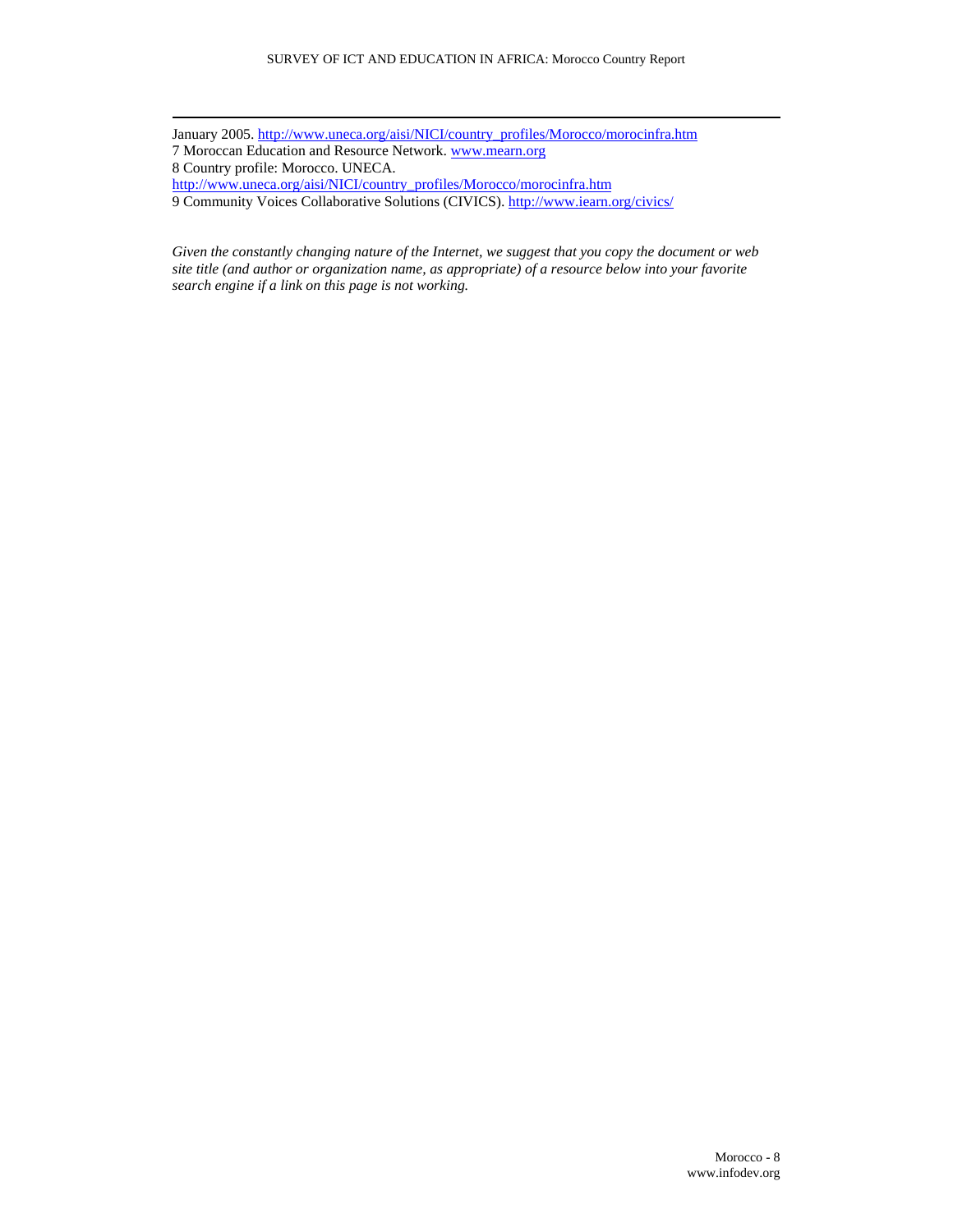January 2005. http://www.uneca.org/aisi/NICI/country_profiles/Morocco/morocinfra.htm
7 Moroccan Education and Resource Network. www.mearn.org
8 Country profile: Morocco. UNECA.
http://www.uneca.org/aisi/NICI/country_profiles/Morocco/morocinfra.htm
9 Community Voices Collaborative Solutions (CIVICS). http://www.iearn.org/civics/

*Given the constantly changing nature of the Internet, we suggest that you copy the document or web site title (and author or organization name, as appropriate) of a resource below into your favorite search engine if a link on this page is not working.*